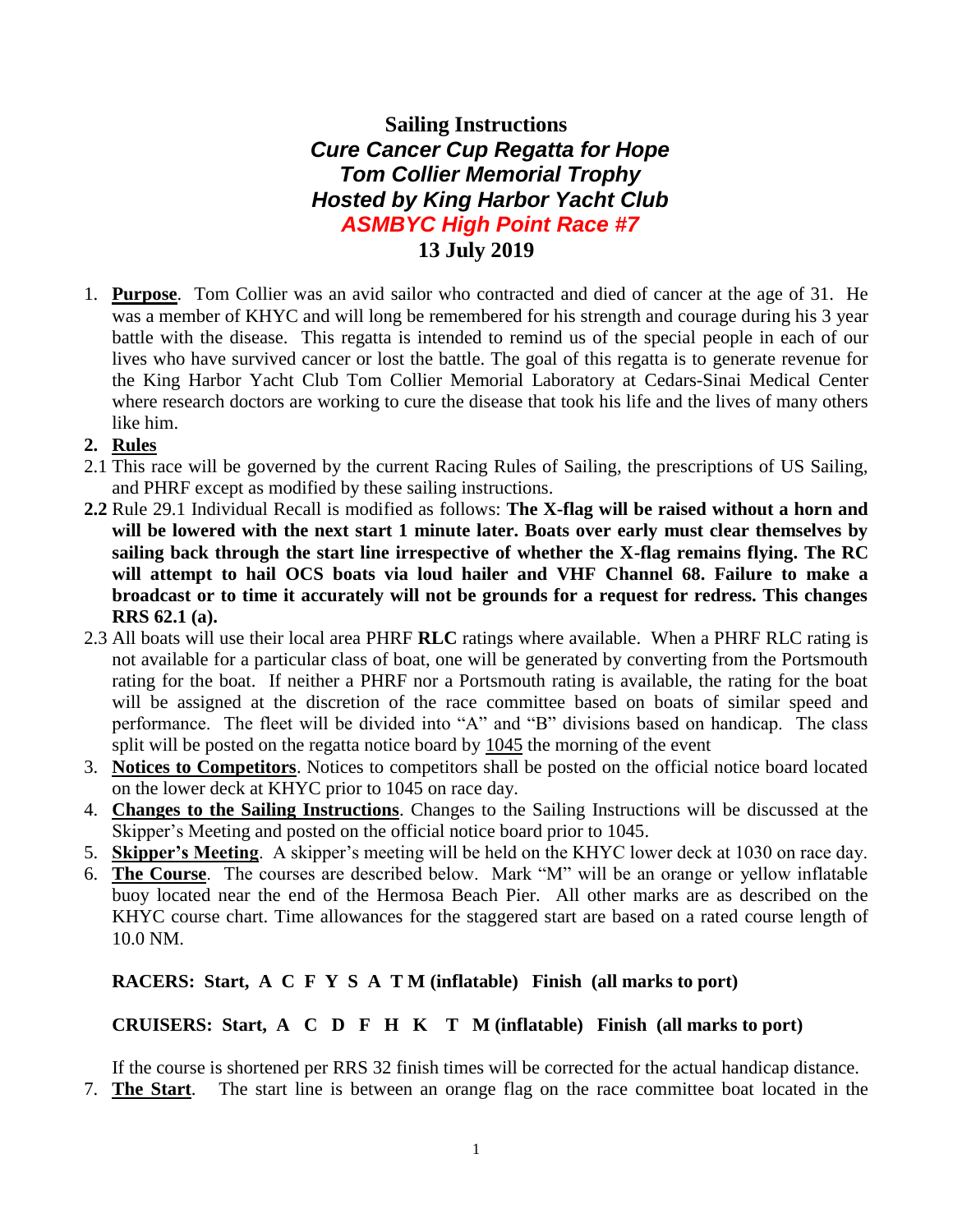# Sailing Instructions

## *Cure Cancer Cup Regatta for Hope*
## *Tom Collier Memorial Trophy*
## *Hosted by King Harbor Yacht Club*
## *ASMBYC High Point Race #7*
## 13 July 2019

1. **Purpose**. Tom Collier was an avid sailor who contracted and died of cancer at the age of 31. He was a member of KHYC and will long be remembered for his strength and courage during his 3 year battle with the disease. This regatta is intended to remind us of the special people in each of our lives who have survived cancer or lost the battle. The goal of this regatta is to generate revenue for the King Harbor Yacht Club Tom Collier Memorial Laboratory at Cedars-Sinai Medical Center where research doctors are working to cure the disease that took his life and the lives of many others like him.
2. **Rules**

2.1 This race will be governed by the current Racing Rules of Sailing, the prescriptions of US Sailing, and PHRF except as modified by these sailing instructions.

**2.2** Rule 29.1 Individual Recall is modified as follows: **The X-flag will be raised without a horn and will be lowered with the next start 1 minute later. Boats over early must clear themselves by sailing back through the start line irrespective of whether the X-flag remains flying. The RC will attempt to hail OCS boats via loud hailer and VHF Channel 68. Failure to make a broadcast or to time it accurately will not be grounds for a request for redress. This changes RRS 62.1 (a).**

2.3 All boats will use their local area PHRF **RLC** ratings where available. When a PHRF RLC rating is not available for a particular class of boat, one will be generated by converting from the Portsmouth rating for the boat. If neither a PHRF nor a Portsmouth rating is available, the rating for the boat will be assigned at the discretion of the race committee based on boats of similar speed and performance. The fleet will be divided into "A" and "B" divisions based on handicap. The class split will be posted on the regatta notice board by 1045 the morning of the event

3. **Notices to Competitors**. Notices to competitors shall be posted on the official notice board located on the lower deck at KHYC prior to 1045 on race day.
4. **Changes to the Sailing Instructions**. Changes to the Sailing Instructions will be discussed at the Skipper's Meeting and posted on the official notice board prior to 1045.
5. **Skipper's Meeting**. A skipper's meeting will be held on the KHYC lower deck at 1030 on race day.
6. **The Course**. The courses are described below. Mark "M" will be an orange or yellow inflatable buoy located near the end of the Hermosa Beach Pier. All other marks are as described on the KHYC course chart. Time allowances for the staggered start are based on a rated course length of 10.0 NM.

   **RACERS: Start, A C F Y S A T M (inflatable) Finish (all marks to port)**

   **CRUISERS: Start, A C D F H K T M (inflatable) Finish (all marks to port)**

   If the course is shortened per RRS 32 finish times will be corrected for the actual handicap distance.
7. **The Start**. The start line is between an orange flag on the race committee boat located in the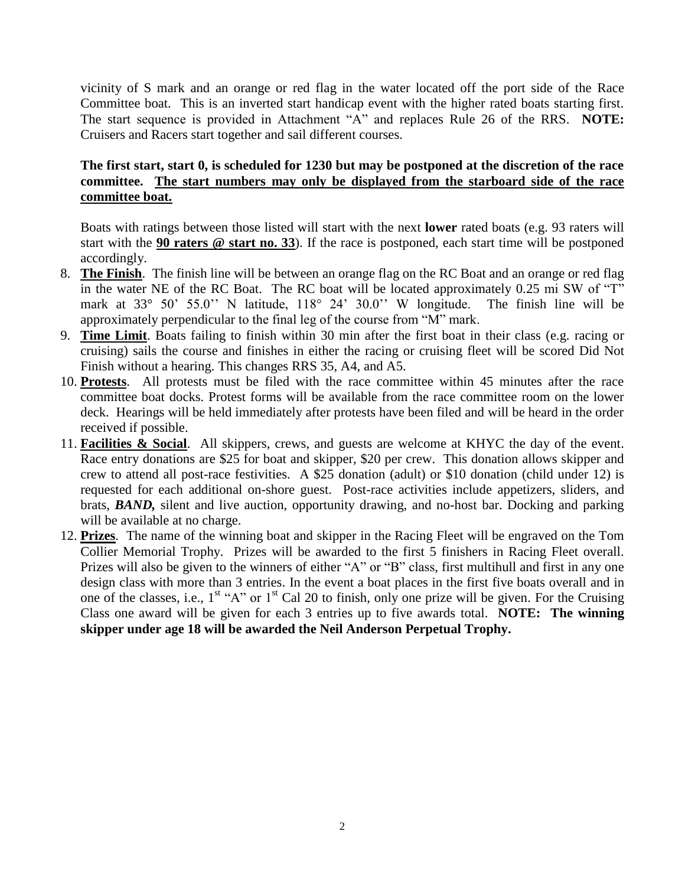vicinity of S mark and an orange or red flag in the water located off the port side of the Race Committee boat. This is an inverted start handicap event with the higher rated boats starting first. The start sequence is provided in Attachment "A" and replaces Rule 26 of the RRS. **NOTE:** Cruisers and Racers start together and sail different courses.

**The first start, start 0, is scheduled for 1230 but may be postponed at the discretion of the race committee. <u>The start numbers may only be displayed from the starboard side of the race committee boat.</u>**

Boats with ratings between those listed will start with the next **lower** rated boats (e.g. 93 raters will start with the **<u>90 raters @ start no. 33</u>**). If the race is postponed, each start time will be postponed accordingly.

8. **<u>The Finish</u>**. The finish line will be between an orange flag on the RC Boat and an orange or red flag in the water NE of the RC Boat. The RC boat will be located approximately 0.25 mi SW of "T" mark at 33° 50' 55.0'' N latitude, 118° 24' 30.0'' W longitude. The finish line will be approximately perpendicular to the final leg of the course from "M" mark.
9. **<u>Time Limit</u>**. Boats failing to finish within 30 min after the first boat in their class (e.g. racing or cruising) sails the course and finishes in either the racing or cruising fleet will be scored Did Not Finish without a hearing. This changes RRS 35, A4, and A5.
10. **<u>Protests</u>**. All protests must be filed with the race committee within 45 minutes after the race committee boat docks. Protest forms will be available from the race committee room on the lower deck. Hearings will be held immediately after protests have been filed and will be heard in the order received if possible.
11. **<u>Facilities & Social</u>**. All skippers, crews, and guests are welcome at KHYC the day of the event. Race entry donations are $25 for boat and skipper, $20 per crew. This donation allows skipper and crew to attend all post-race festivities. A $25 donation (adult) or $10 donation (child under 12) is requested for each additional on-shore guest. Post-race activities include appetizers, sliders, and brats, ***BAND,*** silent and live auction, opportunity drawing, and no-host bar. Docking and parking will be available at no charge.
12. **<u>Prizes</u>**. The name of the winning boat and skipper in the Racing Fleet will be engraved on the Tom Collier Memorial Trophy. Prizes will be awarded to the first 5 finishers in Racing Fleet overall. Prizes will also be given to the winners of either "A" or "B" class, first multihull and first in any one design class with more than 3 entries. In the event a boat places in the first five boats overall and in one of the classes, i.e., 1st "A" or 1st Cal 20 to finish, only one prize will be given. For the Cruising Class one award will be given for each 3 entries up to five awards total. **NOTE: The winning skipper under age 18 will be awarded the Neil Anderson Perpetual Trophy.**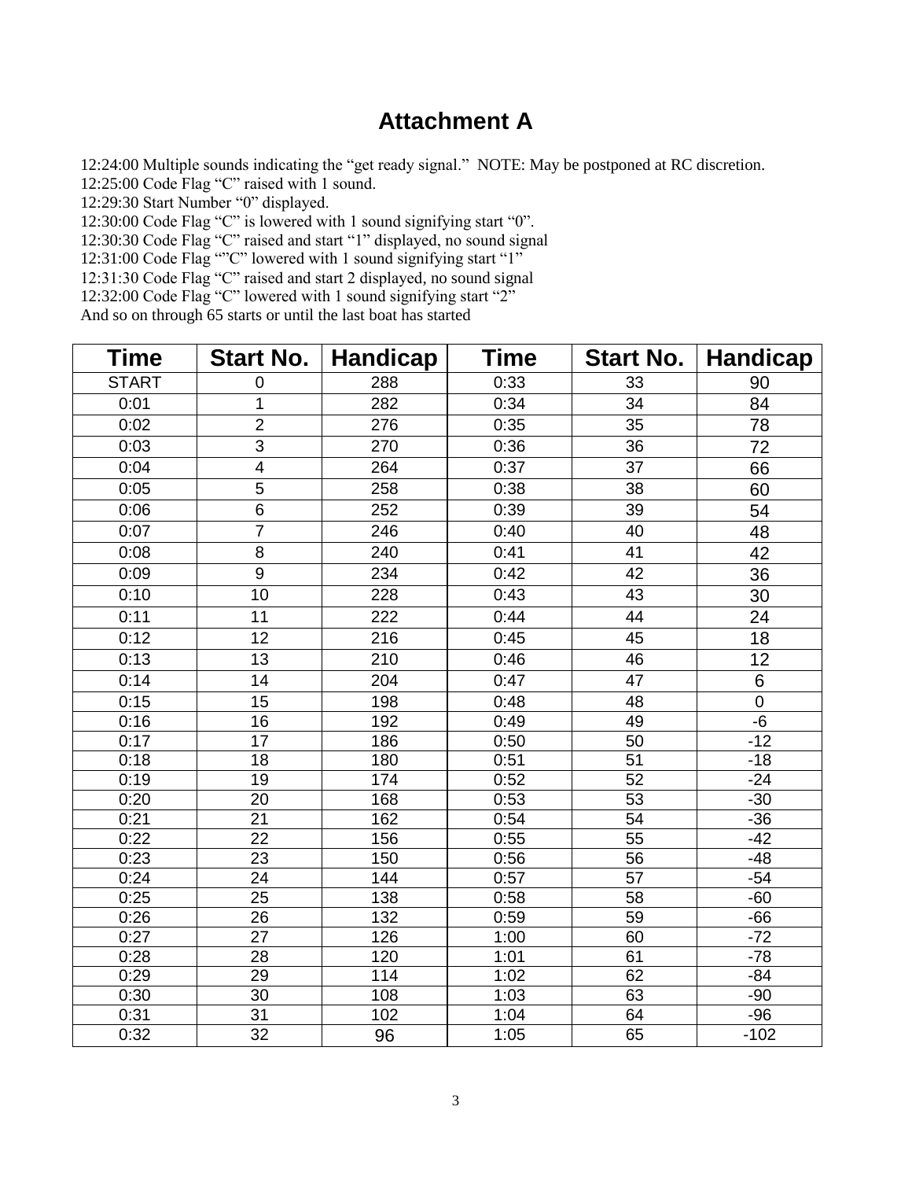# Attachment A

12:24:00 Multiple sounds indicating the "get ready signal." NOTE: May be postponed at RC discretion.
12:25:00 Code Flag "C" raised with 1 sound.
12:29:30 Start Number "0" displayed.
12:30:00 Code Flag "C" is lowered with 1 sound signifying start "0".
12:30:30 Code Flag "C" raised and start "1" displayed, no sound signal
12:31:00 Code Flag ""C" lowered with 1 sound signifying start "1"
12:31:30 Code Flag "C" raised and start 2 displayed, no sound signal
12:32:00 Code Flag "C" lowered with 1 sound signifying start "2"
And so on through 65 starts or until the last boat has started

| Time | Start No. | Handicap | Time | Start No. | Handicap |
|---|---|---|---|---|---|
| START | 0 | 288 | 0:33 | 33 | 90 |
| 0:01 | 1 | 282 | 0:34 | 34 | 84 |
| 0:02 | 2 | 276 | 0:35 | 35 | 78 |
| 0:03 | 3 | 270 | 0:36 | 36 | 72 |
| 0:04 | 4 | 264 | 0:37 | 37 | 66 |
| 0:05 | 5 | 258 | 0:38 | 38 | 60 |
| 0:06 | 6 | 252 | 0:39 | 39 | 54 |
| 0:07 | 7 | 246 | 0:40 | 40 | 48 |
| 0:08 | 8 | 240 | 0:41 | 41 | 42 |
| 0:09 | 9 | 234 | 0:42 | 42 | 36 |
| 0:10 | 10 | 228 | 0:43 | 43 | 30 |
| 0:11 | 11 | 222 | 0:44 | 44 | 24 |
| 0:12 | 12 | 216 | 0:45 | 45 | 18 |
| 0:13 | 13 | 210 | 0:46 | 46 | 12 |
| 0:14 | 14 | 204 | 0:47 | 47 | 6 |
| 0:15 | 15 | 198 | 0:48 | 48 | 0 |
| 0:16 | 16 | 192 | 0:49 | 49 | -6 |
| 0:17 | 17 | 186 | 0:50 | 50 | -12 |
| 0:18 | 18 | 180 | 0:51 | 51 | -18 |
| 0:19 | 19 | 174 | 0:52 | 52 | -24 |
| 0:20 | 20 | 168 | 0:53 | 53 | -30 |
| 0:21 | 21 | 162 | 0:54 | 54 | -36 |
| 0:22 | 22 | 156 | 0:55 | 55 | -42 |
| 0:23 | 23 | 150 | 0:56 | 56 | -48 |
| 0:24 | 24 | 144 | 0:57 | 57 | -54 |
| 0:25 | 25 | 138 | 0:58 | 58 | -60 |
| 0:26 | 26 | 132 | 0:59 | 59 | -66 |
| 0:27 | 27 | 126 | 1:00 | 60 | -72 |
| 0:28 | 28 | 120 | 1:01 | 61 | -78 |
| 0:29 | 29 | 114 | 1:02 | 62 | -84 |
| 0:30 | 30 | 108 | 1:03 | 63 | -90 |
| 0:31 | 31 | 102 | 1:04 | 64 | -96 |
| 0:32 | 32 | 96 | 1:05 | 65 | -102 |